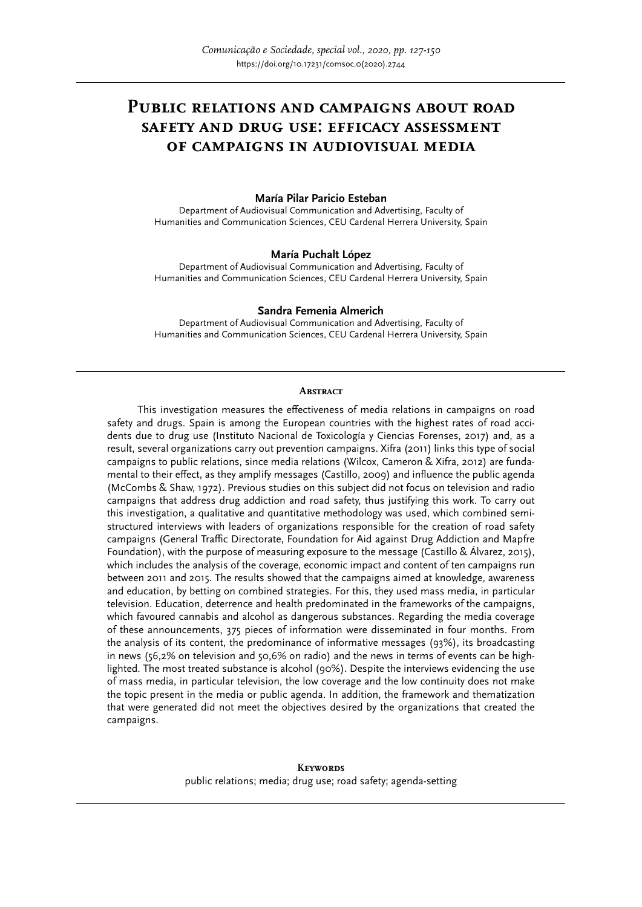# Public relations and campaigns about road safety and drug use: efficacy assessment of campaigns in audiovisual media

**María Pilar Paricio Esteban**

Department of Audiovisual Communication and Advertising, Faculty of Humanities and Communication Sciences, CEU Cardenal Herrera University, Spain

**María Puchalt López**

Department of Audiovisual Communication and Advertising, Faculty of Humanities and Communication Sciences, CEU Cardenal Herrera University, Spain

**Sandra Femenia Almerich**

Department of Audiovisual Communication and Advertising, Faculty of Humanities and Communication Sciences, CEU Cardenal Herrera University, Spain

## Abstract

This investigation measures the effectiveness of media relations in campaigns on road safety and drugs. Spain is among the European countries with the highest rates of road accidents due to drug use (Instituto Nacional de Toxicología y Ciencias Forenses, 2017) and, as a result, several organizations carry out prevention campaigns. Xifra (2011) links this type of social campaigns to public relations, since media relations (Wilcox, Cameron & Xifra, 2012) are fundamental to their effect, as they amplify messages (Castillo, 2009) and influence the public agenda (McCombs & Shaw, 1972). Previous studies on this subject did not focus on television and radio campaigns that address drug addiction and road safety, thus justifying this work. To carry out this investigation, a qualitative and quantitative methodology was used, which combined semi-structured interviews with leaders of organizations responsible for the creation of road safety campaigns (General Traffic Directorate, Foundation for Aid against Drug Addiction and Mapfre Foundation), with the purpose of measuring exposure to the message (Castillo & Álvarez, 2015), which includes the analysis of the coverage, economic impact and content of ten campaigns run between 2011 and 2015. The results showed that the campaigns aimed at knowledge, awareness and education, by betting on combined strategies. For this, they used mass media, in particular television. Education, deterrence and health predominated in the frameworks of the campaigns, which favoured cannabis and alcohol as dangerous substances. Regarding the media coverage of these announcements, 375 pieces of information were disseminated in four months. From the analysis of its content, the predominance of informative messages (93%), its broadcasting in news (56,2% on television and 50,6% on radio) and the news in terms of events can be highlighted. The most treated substance is alcohol (90%). Despite the interviews evidencing the use of mass media, in particular television, the low coverage and the low continuity does not make the topic present in the media or public agenda. In addition, the framework and thematization that were generated did not meet the objectives desired by the organizations that created the campaigns.

## Keywords

public relations; media; drug use; road safety; agenda-setting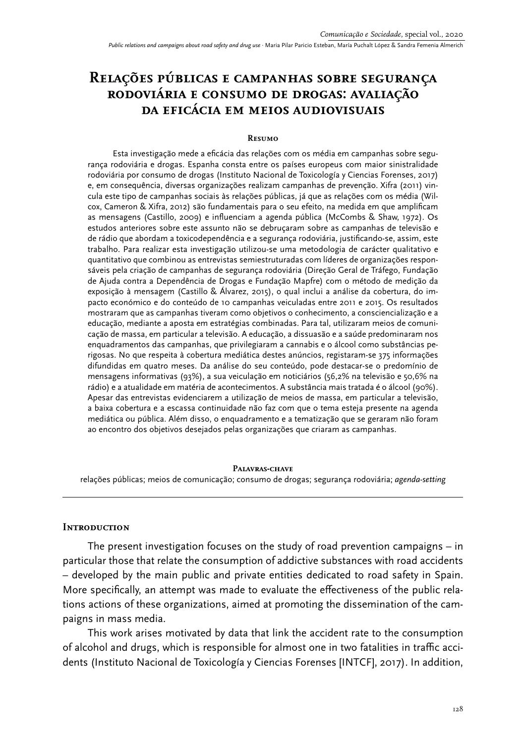# Relações públicas e campanhas sobre segurança rodoviária e consumo de drogas: avaliação da eficácia em meios audiovisuais

**Resumo**

Esta investigação mede a eficácia das relações com os média em campanhas sobre segurança rodoviária e drogas. Espanha consta entre os países europeus com maior sinistralidade rodoviária por consumo de drogas (Instituto Nacional de Toxicología y Ciencias Forenses, 2017) e, em consequência, diversas organizações realizam campanhas de prevenção. Xifra (2011) vincula este tipo de campanhas sociais às relações públicas, já que as relações com os média (Wilcox, Cameron & Xifra, 2012) são fundamentais para o seu efeito, na medida em que amplificam as mensagens (Castillo, 2009) e influenciam a agenda pública (McCombs & Shaw, 1972). Os estudos anteriores sobre este assunto não se debruçaram sobre as campanhas de televisão e de rádio que abordam a toxicodependência e a segurança rodoviária, justificando-se, assim, este trabalho. Para realizar esta investigação utilizou-se uma metodologia de carácter qualitativo e quantitativo que combinou as entrevistas semiestruturadas com líderes de organizações responsáveis pela criação de campanhas de segurança rodoviária (Direção Geral de Tráfego, Fundação de Ajuda contra a Dependência de Drogas e Fundação Mapfre) com o método de medição da exposição à mensagem (Castillo & Álvarez, 2015), o qual inclui a análise da cobertura, do impacto económico e do conteúdo de 10 campanhas veiculadas entre 2011 e 2015. Os resultados mostraram que as campanhas tiveram como objetivos o conhecimento, a consciencialização e a educação, mediante a aposta em estratégias combinadas. Para tal, utilizaram meios de comunicação de massa, em particular a televisão. A educação, a dissuasão e a saúde predominaram nos enquadramentos das campanhas, que privilegiaram a cannabis e o álcool como substâncias perigosas. No que respeita à cobertura mediática destes anúncios, registaram-se 375 informações difundidas em quatro meses. Da análise do seu conteúdo, pode destacar-se o predomínio de mensagens informativas (93%), a sua veiculação em noticiários (56,2% na televisão e 50,6% na rádio) e a atualidade em matéria de acontecimentos. A substância mais tratada é o álcool (90%). Apesar das entrevistas evidenciarem a utilização de meios de massa, em particular a televisão, a baixa cobertura e a escassa continuidade não faz com que o tema esteja presente na agenda mediática ou pública. Além disso, o enquadramento e a tematização que se geraram não foram ao encontro dos objetivos desejados pelas organizações que criaram as campanhas.

**Palavras-chave**

relações públicas; meios de comunicação; consumo de drogas; segurança rodoviária; *agenda-setting*

## Introduction

The present investigation focuses on the study of road prevention campaigns – in particular those that relate the consumption of addictive substances with road accidents – developed by the main public and private entities dedicated to road safety in Spain. More specifically, an attempt was made to evaluate the effectiveness of the public relations actions of these organizations, aimed at promoting the dissemination of the campaigns in mass media.

This work arises motivated by data that link the accident rate to the consumption of alcohol and drugs, which is responsible for almost one in two fatalities in traffic accidents (Instituto Nacional de Toxicología y Ciencias Forenses [INTCF], 2017). In addition,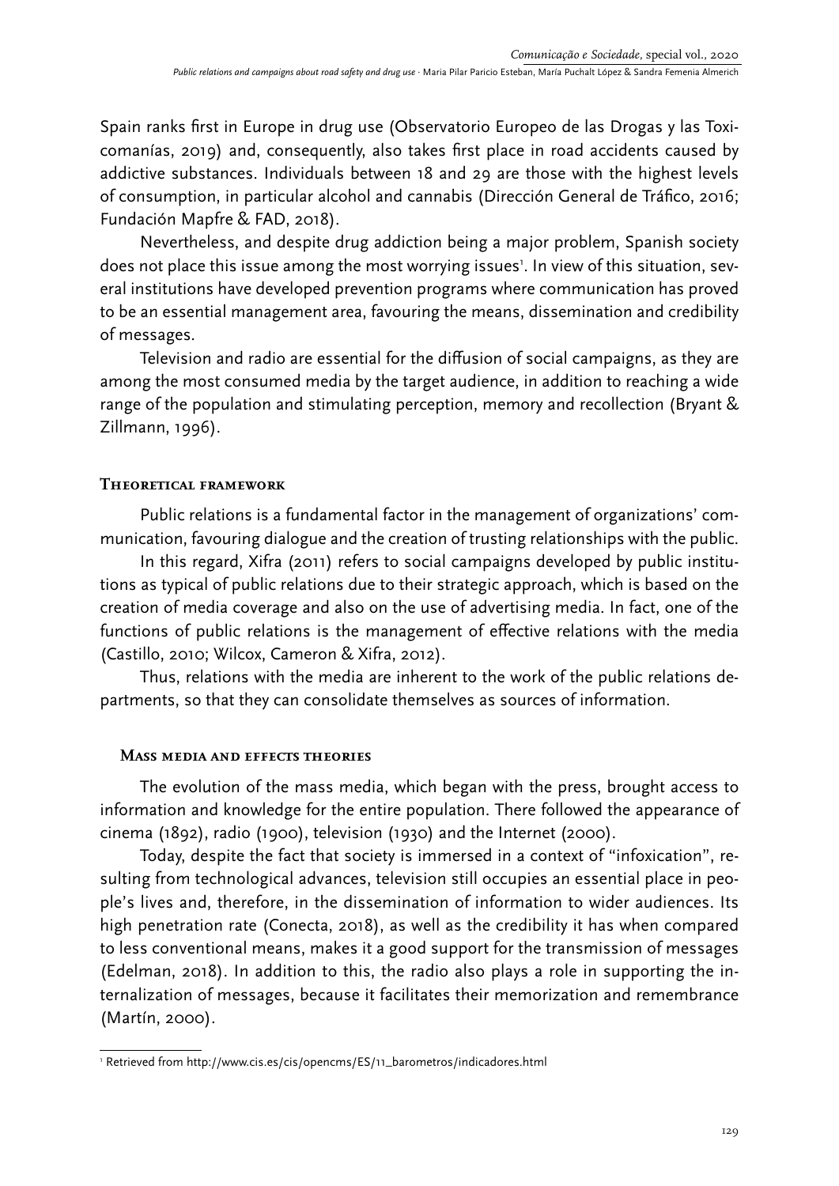Spain ranks first in Europe in drug use (Observatorio Europeo de las Drogas y las Toxicomanías, 2019) and, consequently, also takes first place in road accidents caused by addictive substances. Individuals between 18 and 29 are those with the highest levels of consumption, in particular alcohol and cannabis (Dirección General de Tráfico, 2016; Fundación Mapfre & FAD, 2018).

Nevertheless, and despite drug addiction being a major problem, Spanish society does not place this issue among the most worrying issues[1]. In view of this situation, several institutions have developed prevention programs where communication has proved to be an essential management area, favouring the means, dissemination and credibility of messages.

Television and radio are essential for the diffusion of social campaigns, as they are among the most consumed media by the target audience, in addition to reaching a wide range of the population and stimulating perception, memory and recollection (Bryant & Zillmann, 1996).

## Theoretical framework

Public relations is a fundamental factor in the management of organizations' communication, favouring dialogue and the creation of trusting relationships with the public.

In this regard, Xifra (2011) refers to social campaigns developed by public institutions as typical of public relations due to their strategic approach, which is based on the creation of media coverage and also on the use of advertising media. In fact, one of the functions of public relations is the management of effective relations with the media (Castillo, 2010; Wilcox, Cameron & Xifra, 2012).

Thus, relations with the media are inherent to the work of the public relations departments, so that they can consolidate themselves as sources of information.

### Mass media and effects theories

The evolution of the mass media, which began with the press, brought access to information and knowledge for the entire population. There followed the appearance of cinema (1892), radio (1900), television (1930) and the Internet (2000).

Today, despite the fact that society is immersed in a context of "infoxication", resulting from technological advances, television still occupies an essential place in people's lives and, therefore, in the dissemination of information to wider audiences. Its high penetration rate (Conecta, 2018), as well as the credibility it has when compared to less conventional means, makes it a good support for the transmission of messages (Edelman, 2018). In addition to this, the radio also plays a role in supporting the internalization of messages, because it facilitates their memorization and remembrance (Martín, 2000).

---

[1] Retrieved from http://www.cis.es/cis/opencms/ES/11_barometros/indicadores.html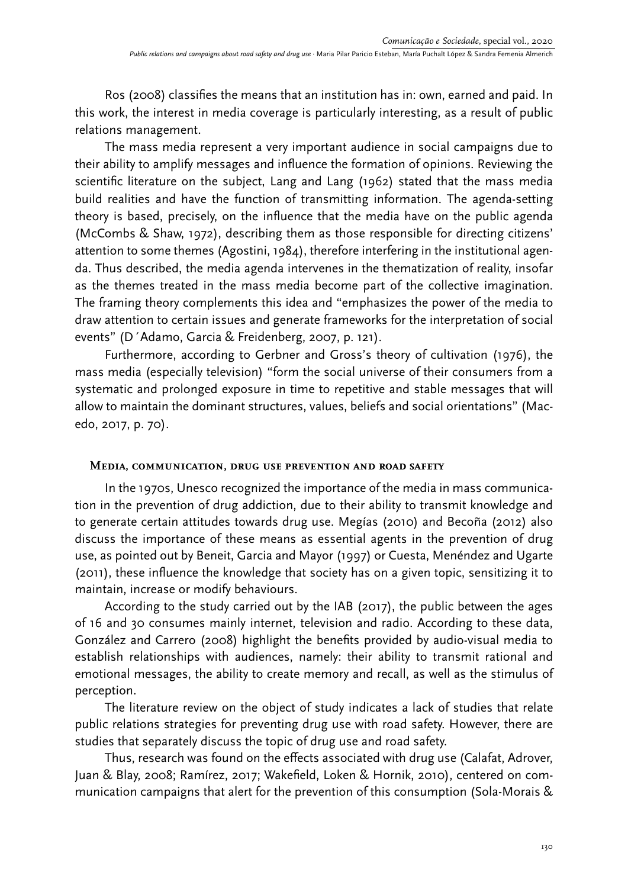Ros (2008) classifies the means that an institution has in: own, earned and paid. In this work, the interest in media coverage is particularly interesting, as a result of public relations management.

The mass media represent a very important audience in social campaigns due to their ability to amplify messages and influence the formation of opinions. Reviewing the scientific literature on the subject, Lang and Lang (1962) stated that the mass media build realities and have the function of transmitting information. The agenda-setting theory is based, precisely, on the influence that the media have on the public agenda (McCombs & Shaw, 1972), describing them as those responsible for directing citizens' attention to some themes (Agostini, 1984), therefore interfering in the institutional agenda. Thus described, the media agenda intervenes in the thematization of reality, insofar as the themes treated in the mass media become part of the collective imagination. The framing theory complements this idea and "emphasizes the power of the media to draw attention to certain issues and generate frameworks for the interpretation of social events" (D´Adamo, Garcia & Freidenberg, 2007, p. 121).

Furthermore, according to Gerbner and Gross's theory of cultivation (1976), the mass media (especially television) "form the social universe of their consumers from a systematic and prolonged exposure in time to repetitive and stable messages that will allow to maintain the dominant structures, values, beliefs and social orientations" (Macedo, 2017, p. 70).

### Media, communication, drug use prevention and road safety

In the 1970s, Unesco recognized the importance of the media in mass communication in the prevention of drug addiction, due to their ability to transmit knowledge and to generate certain attitudes towards drug use. Megías (2010) and Becoña (2012) also discuss the importance of these means as essential agents in the prevention of drug use, as pointed out by Beneit, Garcia and Mayor (1997) or Cuesta, Menéndez and Ugarte (2011), these influence the knowledge that society has on a given topic, sensitizing it to maintain, increase or modify behaviours.

According to the study carried out by the IAB (2017), the public between the ages of 16 and 30 consumes mainly internet, television and radio. According to these data, González and Carrero (2008) highlight the benefits provided by audio-visual media to establish relationships with audiences, namely: their ability to transmit rational and emotional messages, the ability to create memory and recall, as well as the stimulus of perception.

The literature review on the object of study indicates a lack of studies that relate public relations strategies for preventing drug use with road safety. However, there are studies that separately discuss the topic of drug use and road safety.

Thus, research was found on the effects associated with drug use (Calafat, Adrover, Juan & Blay, 2008; Ramírez, 2017; Wakefield, Loken & Hornik, 2010), centered on communication campaigns that alert for the prevention of this consumption (Sola-Morais &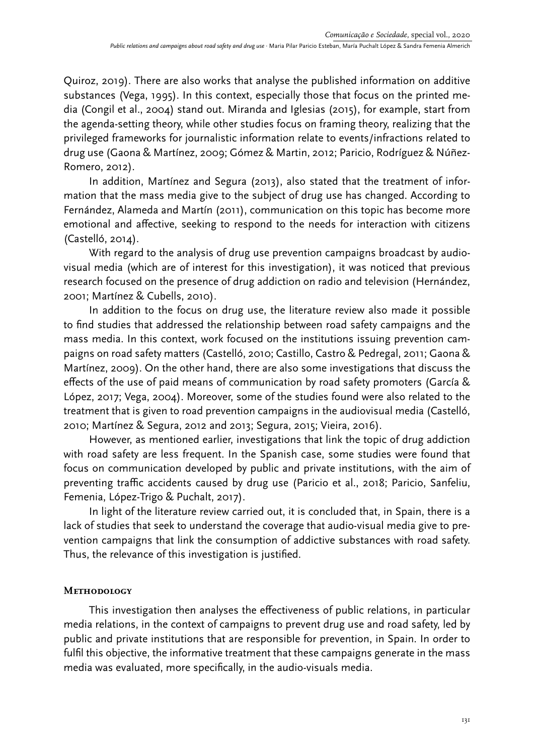Quiroz, 2019). There are also works that analyse the published information on additive substances (Vega, 1995). In this context, especially those that focus on the printed media (Congil et al., 2004) stand out. Miranda and Iglesias (2015), for example, start from the agenda-setting theory, while other studies focus on framing theory, realizing that the privileged frameworks for journalistic information relate to events/infractions related to drug use (Gaona & Martínez, 2009; Gómez & Martin, 2012; Paricio, Rodríguez & Núñez-Romero, 2012).

In addition, Martínez and Segura (2013), also stated that the treatment of information that the mass media give to the subject of drug use has changed. According to Fernández, Alameda and Martín (2011), communication on this topic has become more emotional and affective, seeking to respond to the needs for interaction with citizens (Castelló, 2014).

With regard to the analysis of drug use prevention campaigns broadcast by audiovisual media (which are of interest for this investigation), it was noticed that previous research focused on the presence of drug addiction on radio and television (Hernández, 2001; Martínez & Cubells, 2010).

In addition to the focus on drug use, the literature review also made it possible to find studies that addressed the relationship between road safety campaigns and the mass media. In this context, work focused on the institutions issuing prevention campaigns on road safety matters (Castelló, 2010; Castillo, Castro & Pedregal, 2011; Gaona & Martínez, 2009). On the other hand, there are also some investigations that discuss the effects of the use of paid means of communication by road safety promoters (García & López, 2017; Vega, 2004). Moreover, some of the studies found were also related to the treatment that is given to road prevention campaigns in the audiovisual media (Castelló, 2010; Martínez & Segura, 2012 and 2013; Segura, 2015; Vieira, 2016).

However, as mentioned earlier, investigations that link the topic of drug addiction with road safety are less frequent. In the Spanish case, some studies were found that focus on communication developed by public and private institutions, with the aim of preventing traffic accidents caused by drug use (Paricio et al., 2018; Paricio, Sanfeliu, Femenia, López-Trigo & Puchalt, 2017).

In light of the literature review carried out, it is concluded that, in Spain, there is a lack of studies that seek to understand the coverage that audio-visual media give to prevention campaigns that link the consumption of addictive substances with road safety. Thus, the relevance of this investigation is justified.

## Methodology

This investigation then analyses the effectiveness of public relations, in particular media relations, in the context of campaigns to prevent drug use and road safety, led by public and private institutions that are responsible for prevention, in Spain. In order to fulfil this objective, the informative treatment that these campaigns generate in the mass media was evaluated, more specifically, in the audio-visuals media.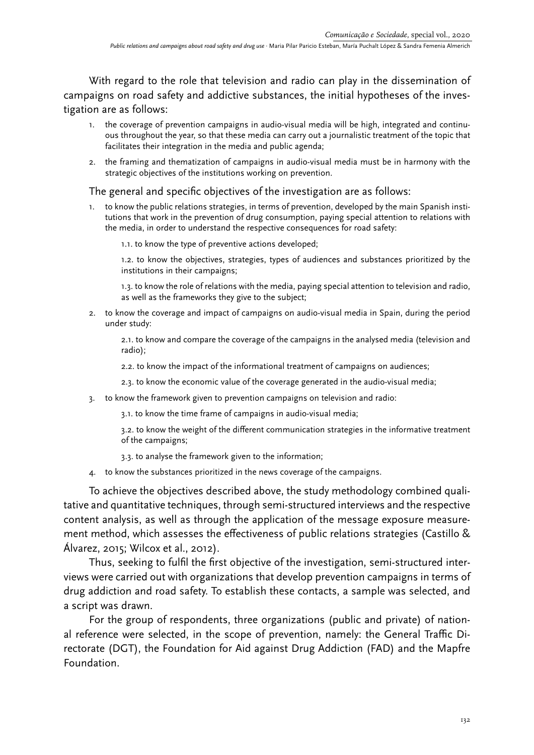With regard to the role that television and radio can play in the dissemination of campaigns on road safety and addictive substances, the initial hypotheses of the investigation are as follows:

1. the coverage of prevention campaigns in audio-visual media will be high, integrated and continuous throughout the year, so that these media can carry out a journalistic treatment of the topic that facilitates their integration in the media and public agenda;
2. the framing and thematization of campaigns in audio-visual media must be in harmony with the strategic objectives of the institutions working on prevention.

The general and specific objectives of the investigation are as follows:

1. to know the public relations strategies, in terms of prevention, developed by the main Spanish institutions that work in the prevention of drug consumption, paying special attention to relations with the media, in order to understand the respective consequences for road safety:

    1.1. to know the type of preventive actions developed;

    1.2. to know the objectives, strategies, types of audiences and substances prioritized by the institutions in their campaigns;

    1.3. to know the role of relations with the media, paying special attention to television and radio, as well as the frameworks they give to the subject;

2. to know the coverage and impact of campaigns on audio-visual media in Spain, during the period under study:

    2.1. to know and compare the coverage of the campaigns in the analysed media (television and radio);

    2.2. to know the impact of the informational treatment of campaigns on audiences;

    2.3. to know the economic value of the coverage generated in the audio-visual media;

3. to know the framework given to prevention campaigns on television and radio:

    3.1. to know the time frame of campaigns in audio-visual media;

    3.2. to know the weight of the different communication strategies in the informative treatment of the campaigns;

    3.3. to analyse the framework given to the information;

4. to know the substances prioritized in the news coverage of the campaigns.

To achieve the objectives described above, the study methodology combined qualitative and quantitative techniques, through semi-structured interviews and the respective content analysis, as well as through the application of the message exposure measurement method, which assesses the effectiveness of public relations strategies (Castillo & Álvarez, 2015; Wilcox et al., 2012).

Thus, seeking to fulfil the first objective of the investigation, semi-structured interviews were carried out with organizations that develop prevention campaigns in terms of drug addiction and road safety. To establish these contacts, a sample was selected, and a script was drawn.

For the group of respondents, three organizations (public and private) of national reference were selected, in the scope of prevention, namely: the General Traffic Directorate (DGT), the Foundation for Aid against Drug Addiction (FAD) and the Mapfre Foundation.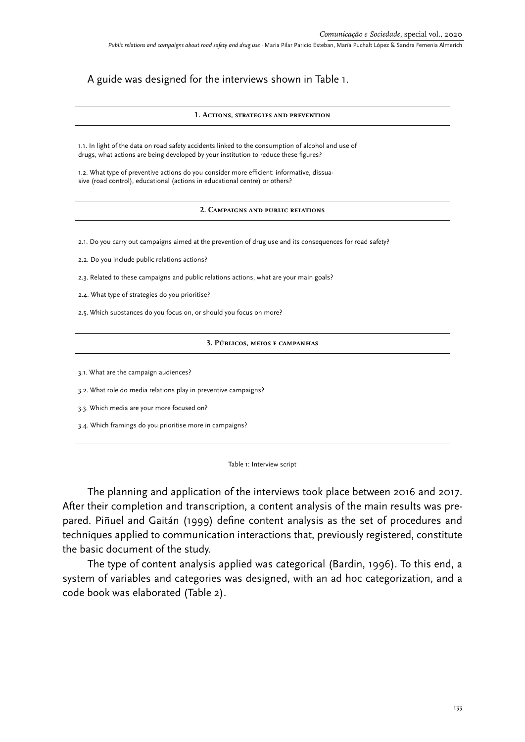A guide was designed for the interviews shown in Table 1.

| 1. Actions, strategies and prevention |
|---|
| 1.1. In light of the data on road safety accidents linked to the consumption of alcohol and use of drugs, what actions are being developed by your institution to reduce these figures? |
| 1.2. What type of preventive actions do you consider more efficient: informative, dissuasive (road control), educational (actions in educational centre) or others? |
| **2. Campaigns and public relations** |
| 2.1. Do you carry out campaigns aimed at the prevention of drug use and its consequences for road safety? |
| 2.2. Do you include public relations actions? |
| 2.3. Related to these campaigns and public relations actions, what are your main goals? |
| 2.4. What type of strategies do you prioritise? |
| 2.5. Which substances do you focus on, or should you focus on more? |
| **3. Públicos, meios e campanhas** |
| 3.1. What are the campaign audiences? |
| 3.2. What role do media relations play in preventive campaigns? |
| 3.3. Which media are your more focused on? |
| 3.4. Which framings do you prioritise more in campaigns? |

Table 1: Interview script

The planning and application of the interviews took place between 2016 and 2017. After their completion and transcription, a content analysis of the main results was prepared. Piñuel and Gaitán (1999) define content analysis as the set of procedures and techniques applied to communication interactions that, previously registered, constitute the basic document of the study.

The type of content analysis applied was categorical (Bardin, 1996). To this end, a system of variables and categories was designed, with an ad hoc categorization, and a code book was elaborated (Table 2).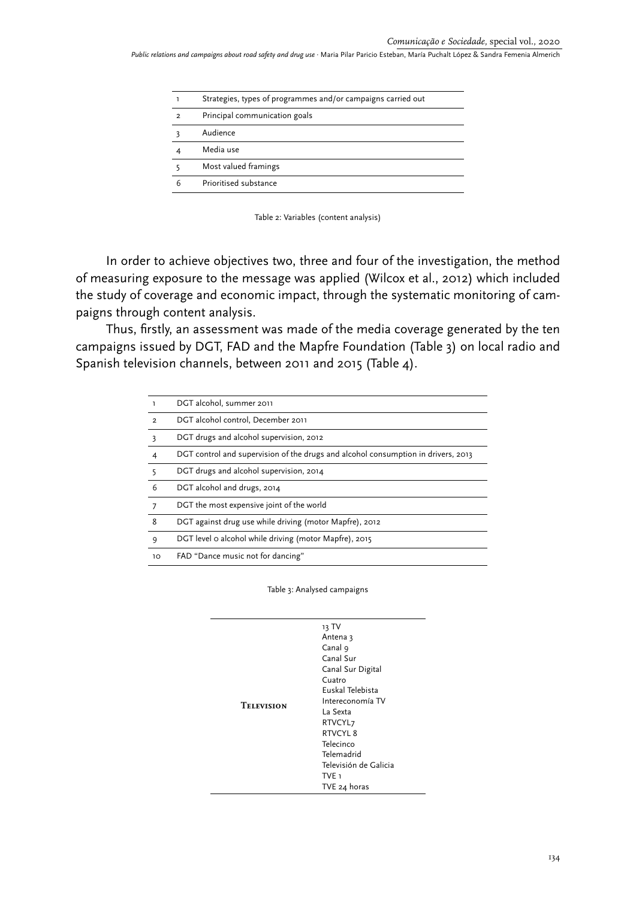| | |
|---|---|
| 1 | Strategies, types of programmes and/or campaigns carried out |
| 2 | Principal communication goals |
| 3 | Audience |
| 4 | Media use |
| 5 | Most valued framings |
| 6 | Prioritised substance |

Table 2: Variables (content analysis)

In order to achieve objectives two, three and four of the investigation, the method of measuring exposure to the message was applied (Wilcox et al., 2012) which included the study of coverage and economic impact, through the systematic monitoring of campaigns through content analysis.

Thus, firstly, an assessment was made of the media coverage generated by the ten campaigns issued by DGT, FAD and the Mapfre Foundation (Table 3) on local radio and Spanish television channels, between 2011 and 2015 (Table 4).

| | |
|---|---|
| 1 | DGT alcohol, summer 2011 |
| 2 | DGT alcohol control, December 2011 |
| 3 | DGT drugs and alcohol supervision, 2012 |
| 4 | DGT control and supervision of the drugs and alcohol consumption in drivers, 2013 |
| 5 | DGT drugs and alcohol supervision, 2014 |
| 6 | DGT alcohol and drugs, 2014 |
| 7 | DGT the most expensive joint of the world |
| 8 | DGT against drug use while driving (motor Mapfre), 2012 |
| 9 | DGT level 0 alcohol while driving (motor Mapfre), 2015 |
| 10 | FAD "Dance music not for dancing" |

Table 3: Analysed campaigns

| | |
|---|---|
| **Television** | 13 TV<br>Antena 3<br>Canal 9<br>Canal Sur<br>Canal Sur Digital<br>Cuatro<br>Euskal Telebista<br>Intereconomía TV<br>La Sexta<br>RTVCYL7<br>RTVCYL 8<br>Telecinco<br>Telemadrid<br>Televisión de Galicia<br>TVE 1<br>TVE 24 horas |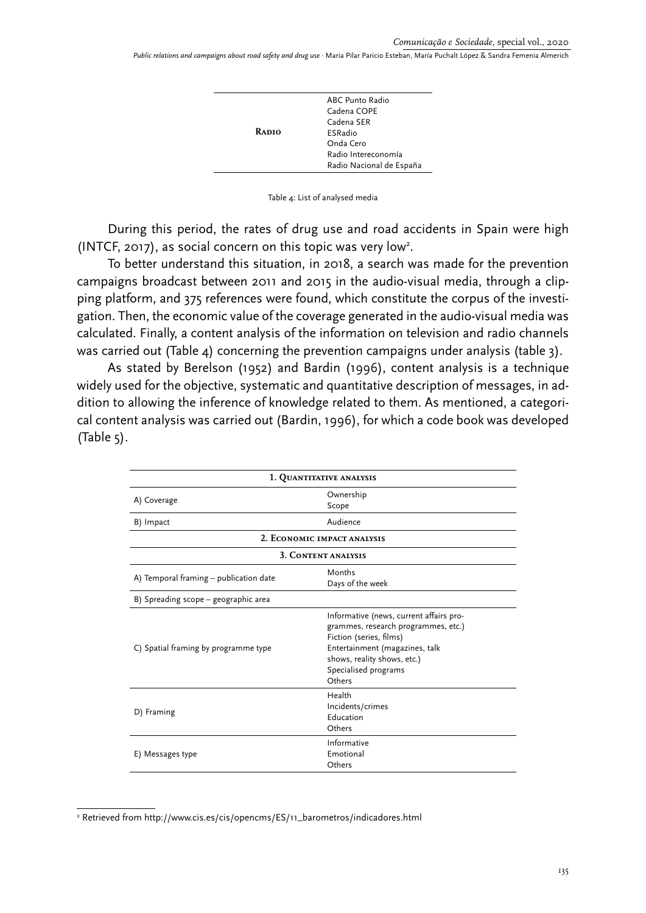| | |
|---|---|
| **Radio** | ABC Punto Radio<br>Cadena COPE<br>Cadena SER<br>ESRadio<br>Onda Cero<br>Radio Intereconomía<br>Radio Nacional de España |

Table 4: List of analysed media

During this period, the rates of drug use and road accidents in Spain were high (INTCF, 2017), as social concern on this topic was very low[2].

To better understand this situation, in 2018, a search was made for the prevention campaigns broadcast between 2011 and 2015 in the audio-visual media, through a clipping platform, and 375 references were found, which constitute the corpus of the investigation. Then, the economic value of the coverage generated in the audio-visual media was calculated. Finally, a content analysis of the information on television and radio channels was carried out (Table 4) concerning the prevention campaigns under analysis (table 3).

As stated by Berelson (1952) and Bardin (1996), content analysis is a technique widely used for the objective, systematic and quantitative description of messages, in addition to allowing the inference of knowledge related to them. As mentioned, a categorical content analysis was carried out (Bardin, 1996), for which a code book was developed (Table 5).

| **1. Quantitative analysis** | |
|---|---|
| A) Coverage | Ownership<br>Scope |
| B) Impact | Audience |
| **2. Economic impact analysis** | |
| **3. Content analysis** | |
| A) Temporal framing – publication date | Months<br>Days of the week |
| B) Spreading scope – geographic area | |
| C) Spatial framing by programme type | Informative (news, current affairs programmes, research programmes, etc.)<br>Fiction (series, films)<br>Entertainment (magazines, talk shows, reality shows, etc.)<br>Specialised programs<br>Others |
| D) Framing | Health<br>Incidents/crimes<br>Education<br>Others |
| E) Messages type | Informative<br>Emotional<br>Others |

[2] Retrieved from http://www.cis.es/cis/opencms/ES/11_barometros/indicadores.html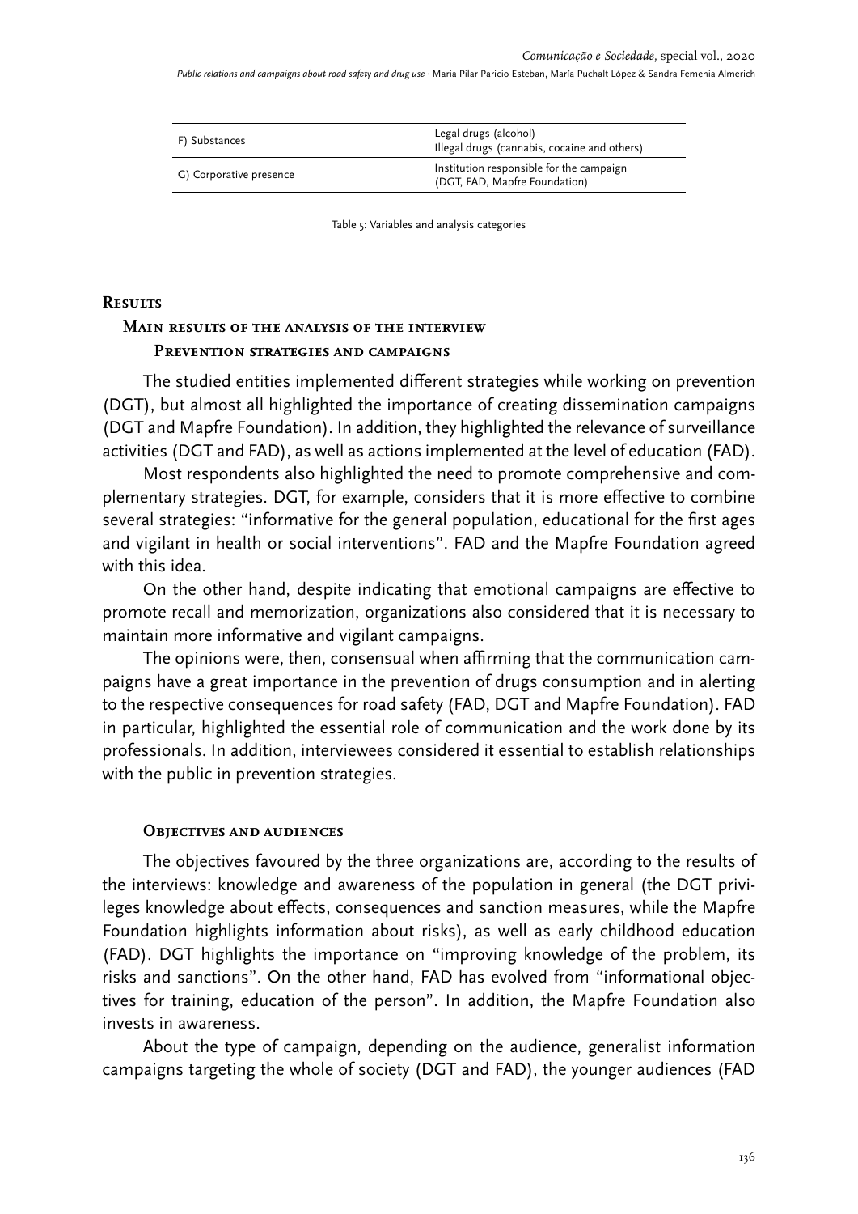| F) Substances | Legal drugs (alcohol)<br>Illegal drugs (cannabis, cocaine and others) |
|---|---|
| G) Corporative presence | Institution responsible for the campaign (DGT, FAD, Mapfre Foundation) |

Table 5: Variables and analysis categories

## Results

### Main results of the analysis of the interview

#### Prevention strategies and campaigns

The studied entities implemented different strategies while working on prevention (DGT), but almost all highlighted the importance of creating dissemination campaigns (DGT and Mapfre Foundation). In addition, they highlighted the relevance of surveillance activities (DGT and FAD), as well as actions implemented at the level of education (FAD).

Most respondents also highlighted the need to promote comprehensive and complementary strategies. DGT, for example, considers that it is more effective to combine several strategies: "informative for the general population, educational for the first ages and vigilant in health or social interventions". FAD and the Mapfre Foundation agreed with this idea.

On the other hand, despite indicating that emotional campaigns are effective to promote recall and memorization, organizations also considered that it is necessary to maintain more informative and vigilant campaigns.

The opinions were, then, consensual when affirming that the communication campaigns have a great importance in the prevention of drugs consumption and in alerting to the respective consequences for road safety (FAD, DGT and Mapfre Foundation). FAD in particular, highlighted the essential role of communication and the work done by its professionals. In addition, interviewees considered it essential to establish relationships with the public in prevention strategies.

#### Objectives and audiences

The objectives favoured by the three organizations are, according to the results of the interviews: knowledge and awareness of the population in general (the DGT privileges knowledge about effects, consequences and sanction measures, while the Mapfre Foundation highlights information about risks), as well as early childhood education (FAD). DGT highlights the importance on "improving knowledge of the problem, its risks and sanctions". On the other hand, FAD has evolved from "informational objectives for training, education of the person". In addition, the Mapfre Foundation also invests in awareness.

About the type of campaign, depending on the audience, generalist information campaigns targeting the whole of society (DGT and FAD), the younger audiences (FAD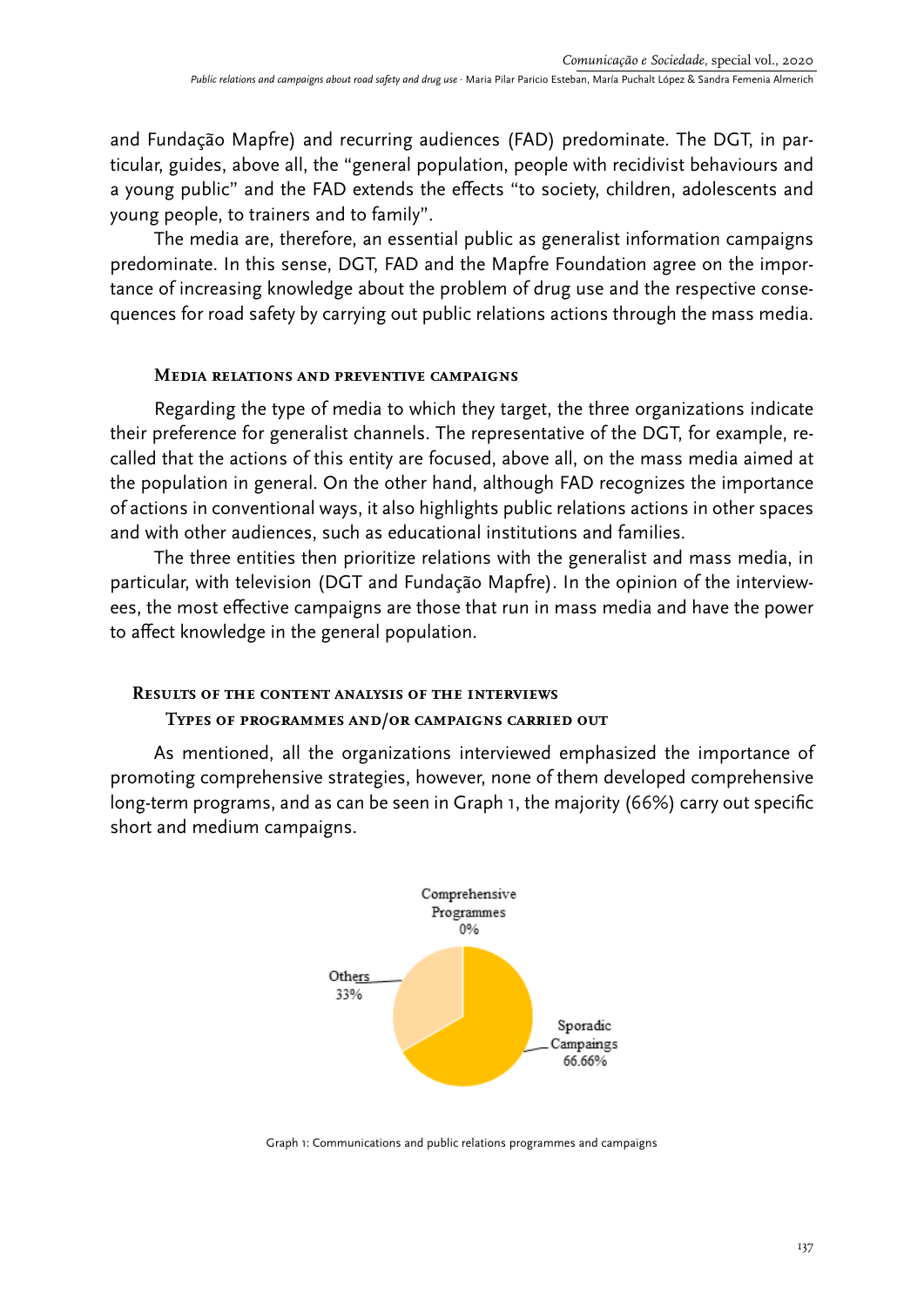and Fundação Mapfre) and recurring audiences (FAD) predominate. The DGT, in particular, guides, above all, the "general population, people with recidivist behaviours and a young public" and the FAD extends the effects "to society, children, adolescents and young people, to trainers and to family".

The media are, therefore, an essential public as generalist information campaigns predominate. In this sense, DGT, FAD and the Mapfre Foundation agree on the importance of increasing knowledge about the problem of drug use and the respective consequences for road safety by carrying out public relations actions through the mass media.

### Media relations and preventive campaigns

Regarding the type of media to which they target, the three organizations indicate their preference for generalist channels. The representative of the DGT, for example, recalled that the actions of this entity are focused, above all, on the mass media aimed at the population in general. On the other hand, although FAD recognizes the importance of actions in conventional ways, it also highlights public relations actions in other spaces and with other audiences, such as educational institutions and families.

The three entities then prioritize relations with the generalist and mass media, in particular, with television (DGT and Fundação Mapfre). In the opinion of the interviewees, the most effective campaigns are those that run in mass media and have the power to affect knowledge in the general population.

## Results of the content analysis of the interviews

### Types of programmes and/or campaigns carried out

As mentioned, all the organizations interviewed emphasized the importance of promoting comprehensive strategies, however, none of them developed comprehensive long-term programs, and as can be seen in Graph 1, the majority (66%) carry out specific short and medium campaigns.

Comprehensive Programmes 0%

Others 33%

Sporadic Campaings 66.66%

Graph 1: Communications and public relations programmes and campaigns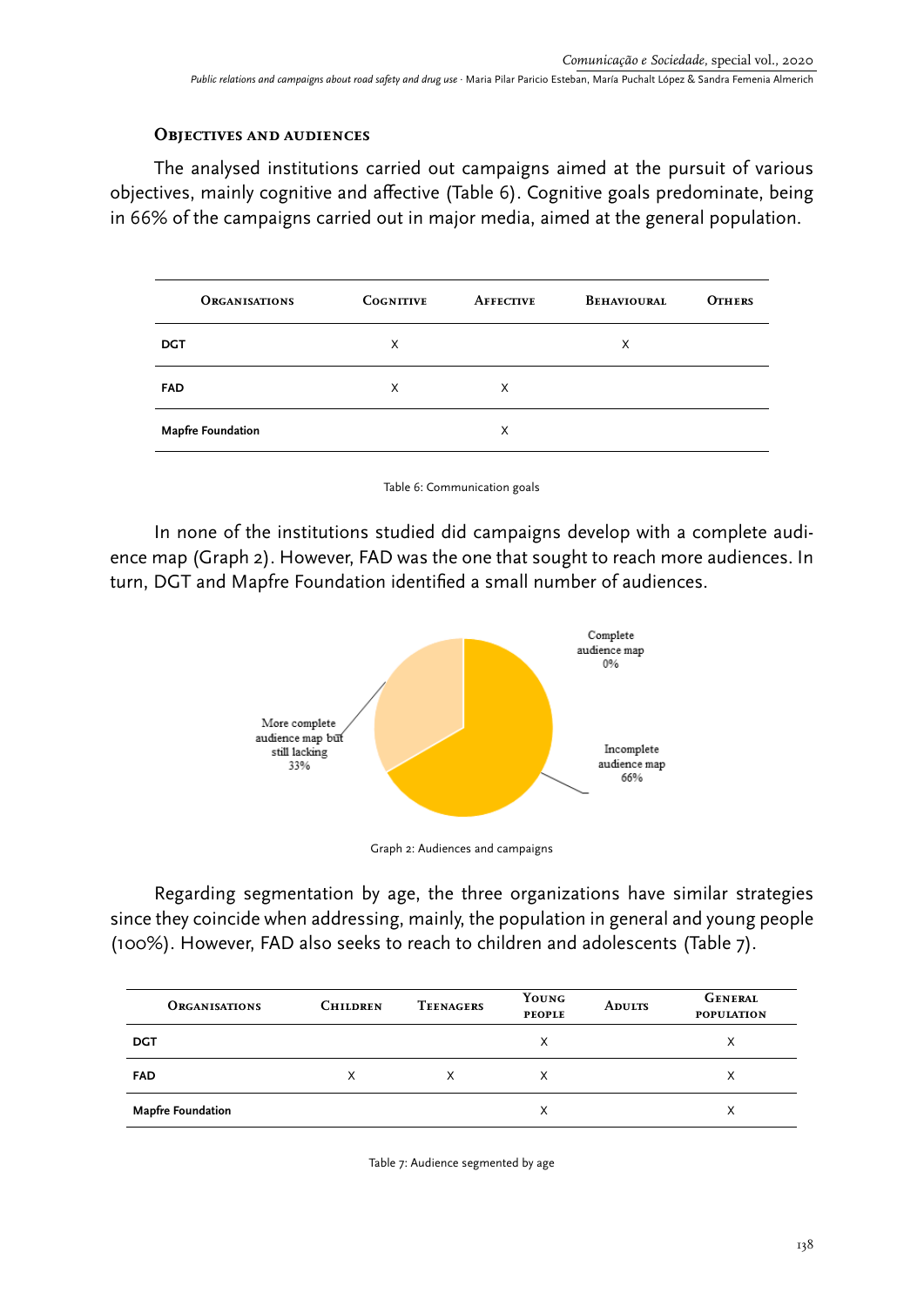### Objectives and audiences

The analysed institutions carried out campaigns aimed at the pursuit of various objectives, mainly cognitive and affective (Table 6). Cognitive goals predominate, being in 66% of the campaigns carried out in major media, aimed at the general population.

| Organisations | Cognitive | Affective | Behavioural | Others |
|---|---|---|---|---|
| **DGT** | X | | X | |
| **FAD** | X | X | | |
| **Mapfre Foundation** | | X | | |

Table 6: Communication goals

In none of the institutions studied did campaigns develop with a complete audience map (Graph 2). However, FAD was the one that sought to reach more audiences. In turn, DGT and Mapfre Foundation identified a small number of audiences.

Graph 2: Audiences and campaigns

Regarding segmentation by age, the three organizations have similar strategies since they coincide when addressing, mainly, the population in general and young people (100%). However, FAD also seeks to reach to children and adolescents (Table 7).

| Organisations | Children | Teenagers | Young people | Adults | General population |
|---|---|---|---|---|---|
| **DGT** | | | X | | X |
| **FAD** | X | X | X | | X |
| **Mapfre Foundation** | | | X | | X |

Table 7: Audience segmented by age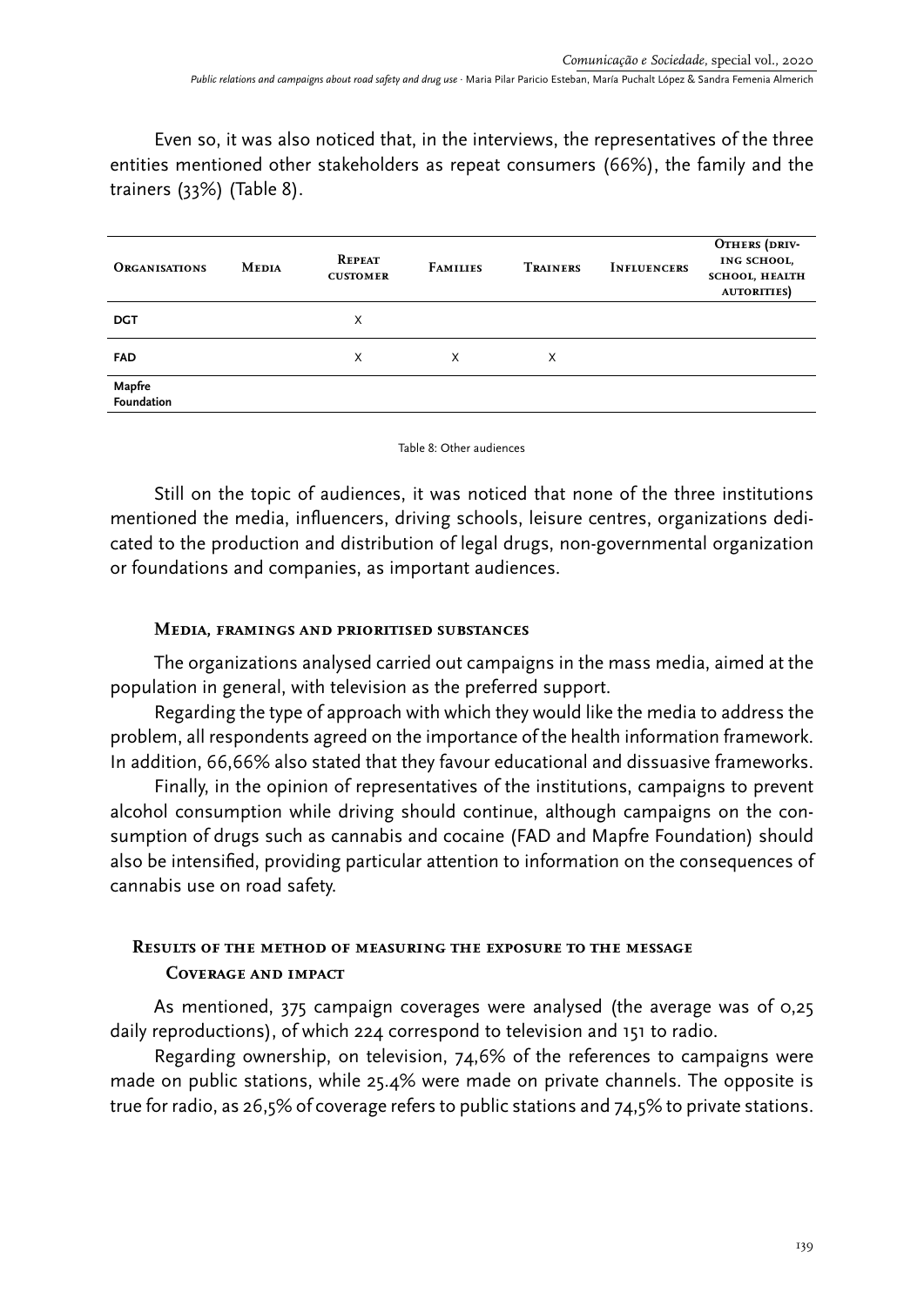Even so, it was also noticed that, in the interviews, the representatives of the three entities mentioned other stakeholders as repeat consumers (66%), the family and the trainers (33%) (Table 8).

| Organisations | Media | Repeat customer | Families | Trainers | Influencers | Others (driving school, school, health autorities) |
|---|---|---|---|---|---|---|
| DGT | | X | | | | |
| FAD | | X | X | X | | |
| Mapfre Foundation | | | | | | |

Table 8: Other audiences

Still on the topic of audiences, it was noticed that none of the three institutions mentioned the media, influencers, driving schools, leisure centres, organizations dedicated to the production and distribution of legal drugs, non-governmental organization or foundations and companies, as important audiences.

### Media, framings and prioritised substances

The organizations analysed carried out campaigns in the mass media, aimed at the population in general, with television as the preferred support.

Regarding the type of approach with which they would like the media to address the problem, all respondents agreed on the importance of the health information framework. In addition, 66,66% also stated that they favour educational and dissuasive frameworks.

Finally, in the opinion of representatives of the institutions, campaigns to prevent alcohol consumption while driving should continue, although campaigns on the consumption of drugs such as cannabis and cocaine (FAD and Mapfre Foundation) should also be intensified, providing particular attention to information on the consequences of cannabis use on road safety.

## Results of the method of measuring the exposure to the message

### Coverage and impact

As mentioned, 375 campaign coverages were analysed (the average was of 0,25 daily reproductions), of which 224 correspond to television and 151 to radio.

Regarding ownership, on television, 74,6% of the references to campaigns were made on public stations, while 25.4% were made on private channels. The opposite is true for radio, as 26,5% of coverage refers to public stations and 74,5% to private stations.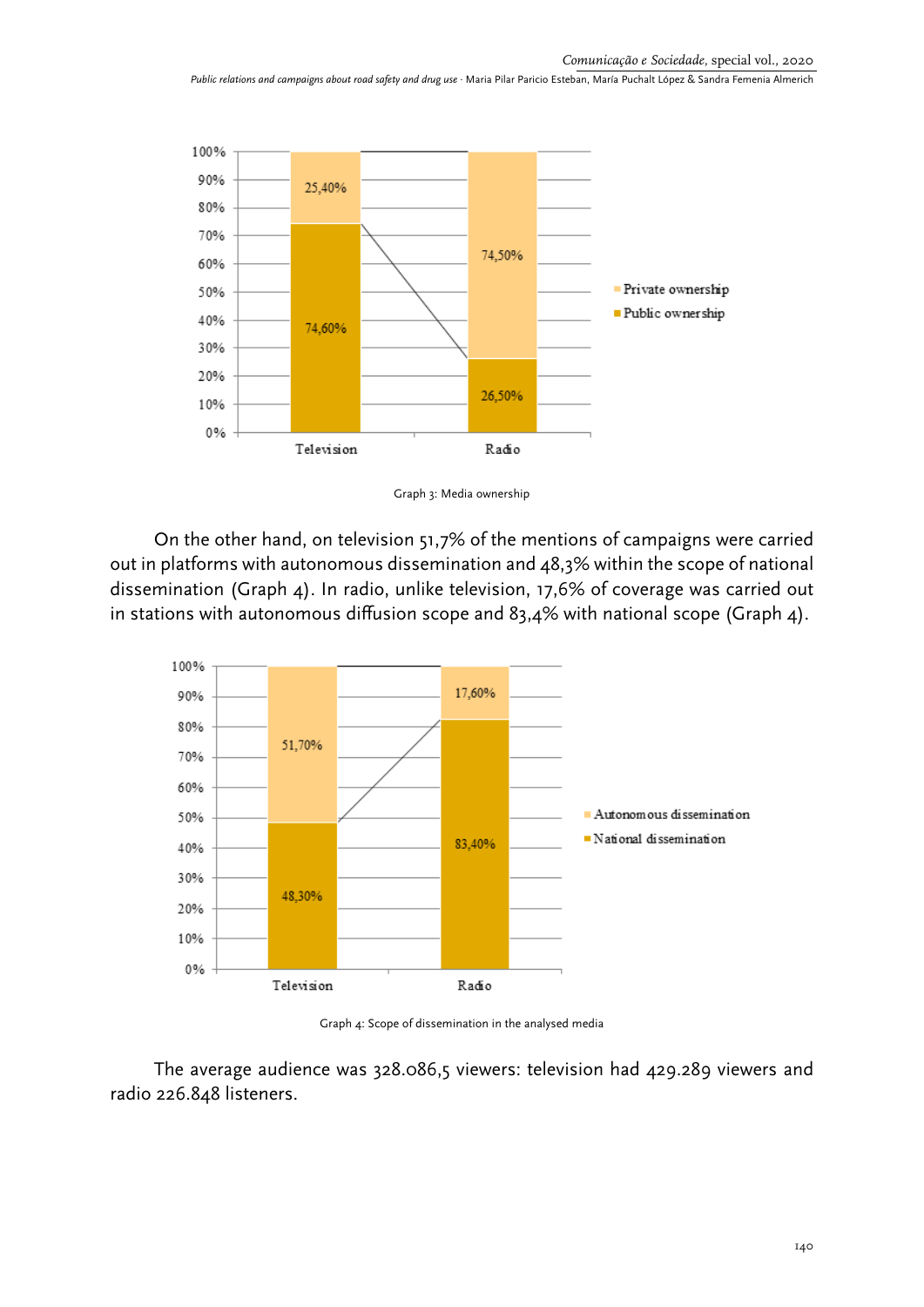Graph 3: Media ownership

On the other hand, on television 51,7% of the mentions of campaigns were carried out in platforms with autonomous dissemination and 48,3% within the scope of national dissemination (Graph 4). In radio, unlike television, 17,6% of coverage was carried out in stations with autonomous diffusion scope and 83,4% with national scope (Graph 4).

Graph 4: Scope of dissemination in the analysed media

The average audience was 328.086,5 viewers: television had 429.289 viewers and radio 226.848 listeners.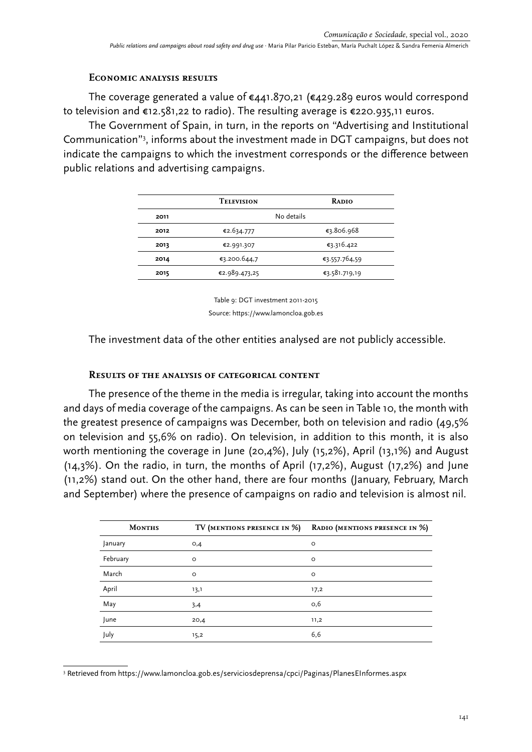#### Economic analysis results

The coverage generated a value of €441.870,21 (€429.289 euros would correspond to television and €12.581,22 to radio). The resulting average is €220.935,11 euros.

The Government of Spain, in turn, in the reports on "Advertising and Institutional Communication"[3], informs about the investment made in DGT campaigns, but does not indicate the campaigns to which the investment corresponds or the difference between public relations and advertising campaigns.

| | Television | Radio |
|---|---|---|
| 2011 | No details | |
| 2012 | €2.634.777 | €3.806.968 |
| 2013 | €2.991.307 | €3.316.422 |
| 2014 | €3.200.644,7 | €3.557.764,59 |
| 2015 | €2.989.473,25 | €3.581.719,19 |

Table 9: DGT investment 2011-2015

Source: https://www.lamoncloa.gob.es

The investment data of the other entities analysed are not publicly accessible.

#### Results of the analysis of categorical content

The presence of the theme in the media is irregular, taking into account the months and days of media coverage of the campaigns. As can be seen in Table 10, the month with the greatest presence of campaigns was December, both on television and radio (49,5% on television and 55,6% on radio). On television, in addition to this month, it is also worth mentioning the coverage in June (20,4%), July (15,2%), April (13,1%) and August (14,3%). On the radio, in turn, the months of April (17,2%), August (17,2%) and June (11,2%) stand out. On the other hand, there are four months (January, February, March and September) where the presence of campaigns on radio and television is almost nil.

| Months | TV (mentions presence in %) | Radio (mentions presence in %) |
|---|---|---|
| January | 0,4 | 0 |
| February | 0 | 0 |
| March | 0 | 0 |
| April | 13,1 | 17,2 |
| May | 3,4 | 0,6 |
| June | 20,4 | 11,2 |
| July | 15,2 | 6,6 |

[3] Retrieved from https://www.lamoncloa.gob.es/serviciosdeprensa/cpci/Paginas/PlanesEInformes.aspx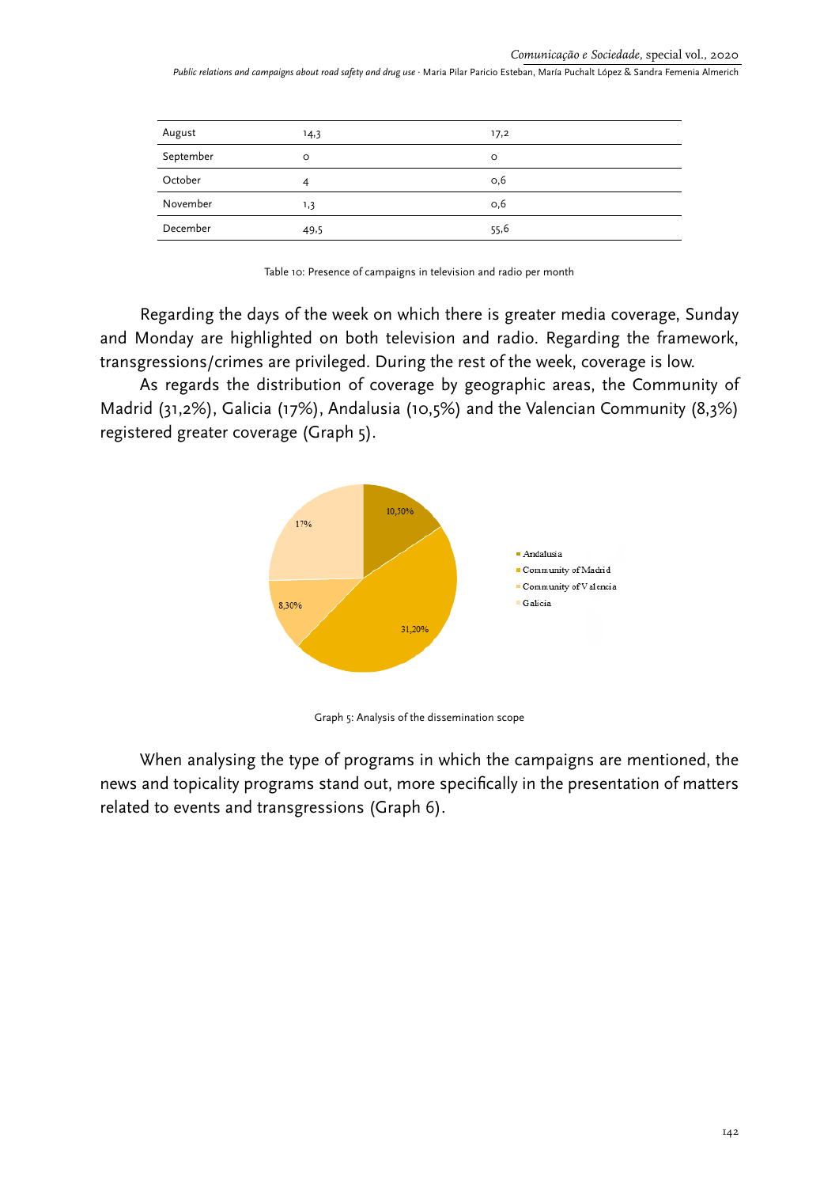| August | 14,3 | 17,2 |
|---|---|---|
| September | 0 | 0 |
| October | 4 | 0,6 |
| November | 1,3 | 0,6 |
| December | 49,5 | 55,6 |

Table 10: Presence of campaigns in television and radio per month

Regarding the days of the week on which there is greater media coverage, Sunday and Monday are highlighted on both television and radio. Regarding the framework, transgressions/crimes are privileged. During the rest of the week, coverage is low.

As regards the distribution of coverage by geographic areas, the Community of Madrid (31,2%), Galicia (17%), Andalusia (10,5%) and the Valencian Community (8,3%) registered greater coverage (Graph 5).

Graph 5: Analysis of the dissemination scope

When analysing the type of programs in which the campaigns are mentioned, the news and topicality programs stand out, more specifically in the presentation of matters related to events and transgressions (Graph 6).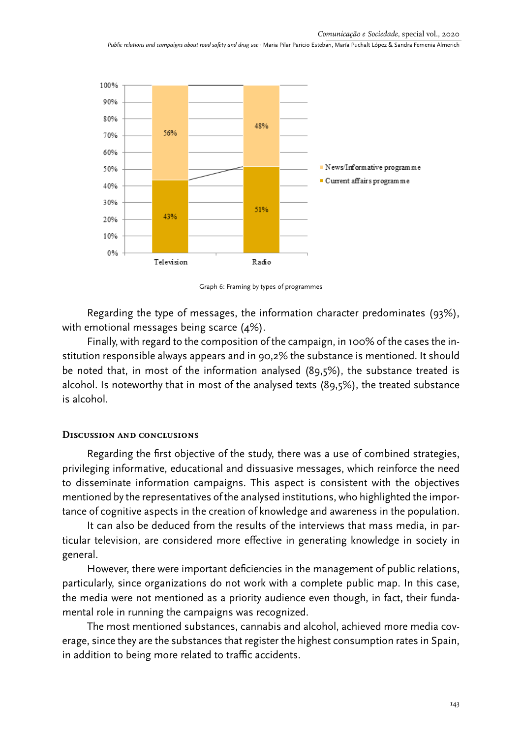Graph 6: Framing by types of programmes

Regarding the type of messages, the information character predominates (93%), with emotional messages being scarce (4%).

Finally, with regard to the composition of the campaign, in 100% of the cases the institution responsible always appears and in 90,2% the substance is mentioned. It should be noted that, in most of the information analysed (89,5%), the substance treated is alcohol. Is noteworthy that in most of the analysed texts (89,5%), the treated substance is alcohol.

## Discussion and conclusions

Regarding the first objective of the study, there was a use of combined strategies, privileging informative, educational and dissuasive messages, which reinforce the need to disseminate information campaigns. This aspect is consistent with the objectives mentioned by the representatives of the analysed institutions, who highlighted the importance of cognitive aspects in the creation of knowledge and awareness in the population.

It can also be deduced from the results of the interviews that mass media, in particular television, are considered more effective in generating knowledge in society in general.

However, there were important deficiencies in the management of public relations, particularly, since organizations do not work with a complete public map. In this case, the media were not mentioned as a priority audience even though, in fact, their fundamental role in running the campaigns was recognized.

The most mentioned substances, cannabis and alcohol, achieved more media coverage, since they are the substances that register the highest consumption rates in Spain, in addition to being more related to traffic accidents.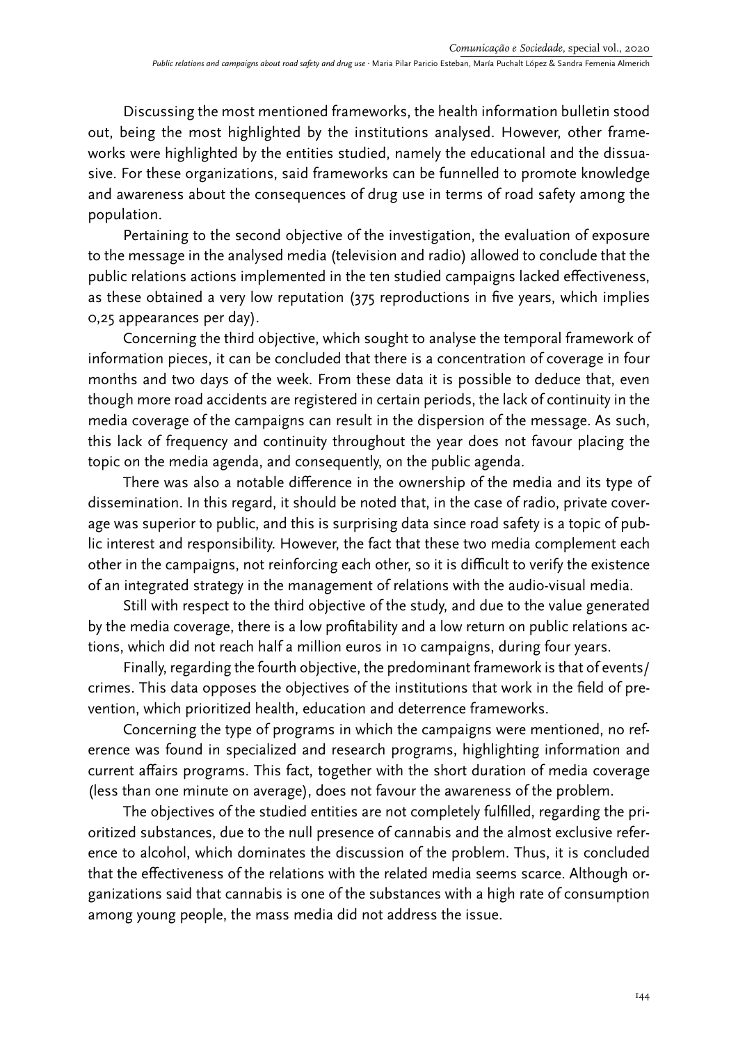Discussing the most mentioned frameworks, the health information bulletin stood out, being the most highlighted by the institutions analysed. However, other frameworks were highlighted by the entities studied, namely the educational and the dissuasive. For these organizations, said frameworks can be funnelled to promote knowledge and awareness about the consequences of drug use in terms of road safety among the population.

Pertaining to the second objective of the investigation, the evaluation of exposure to the message in the analysed media (television and radio) allowed to conclude that the public relations actions implemented in the ten studied campaigns lacked effectiveness, as these obtained a very low reputation (375 reproductions in five years, which implies 0,25 appearances per day).

Concerning the third objective, which sought to analyse the temporal framework of information pieces, it can be concluded that there is a concentration of coverage in four months and two days of the week. From these data it is possible to deduce that, even though more road accidents are registered in certain periods, the lack of continuity in the media coverage of the campaigns can result in the dispersion of the message. As such, this lack of frequency and continuity throughout the year does not favour placing the topic on the media agenda, and consequently, on the public agenda.

There was also a notable difference in the ownership of the media and its type of dissemination. In this regard, it should be noted that, in the case of radio, private coverage was superior to public, and this is surprising data since road safety is a topic of public interest and responsibility. However, the fact that these two media complement each other in the campaigns, not reinforcing each other, so it is difficult to verify the existence of an integrated strategy in the management of relations with the audio-visual media.

Still with respect to the third objective of the study, and due to the value generated by the media coverage, there is a low profitability and a low return on public relations actions, which did not reach half a million euros in 10 campaigns, during four years.

Finally, regarding the fourth objective, the predominant framework is that of events/crimes. This data opposes the objectives of the institutions that work in the field of prevention, which prioritized health, education and deterrence frameworks.

Concerning the type of programs in which the campaigns were mentioned, no reference was found in specialized and research programs, highlighting information and current affairs programs. This fact, together with the short duration of media coverage (less than one minute on average), does not favour the awareness of the problem.

The objectives of the studied entities are not completely fulfilled, regarding the prioritized substances, due to the null presence of cannabis and the almost exclusive reference to alcohol, which dominates the discussion of the problem. Thus, it is concluded that the effectiveness of the relations with the related media seems scarce. Although organizations said that cannabis is one of the substances with a high rate of consumption among young people, the mass media did not address the issue.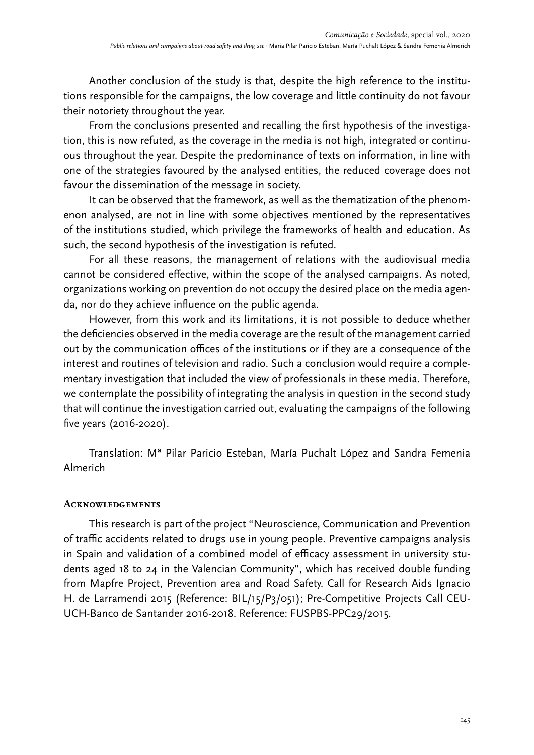Another conclusion of the study is that, despite the high reference to the institutions responsible for the campaigns, the low coverage and little continuity do not favour their notoriety throughout the year.

From the conclusions presented and recalling the first hypothesis of the investigation, this is now refuted, as the coverage in the media is not high, integrated or continuous throughout the year. Despite the predominance of texts on information, in line with one of the strategies favoured by the analysed entities, the reduced coverage does not favour the dissemination of the message in society.

It can be observed that the framework, as well as the thematization of the phenomenon analysed, are not in line with some objectives mentioned by the representatives of the institutions studied, which privilege the frameworks of health and education. As such, the second hypothesis of the investigation is refuted.

For all these reasons, the management of relations with the audiovisual media cannot be considered effective, within the scope of the analysed campaigns. As noted, organizations working on prevention do not occupy the desired place on the media agenda, nor do they achieve influence on the public agenda.

However, from this work and its limitations, it is not possible to deduce whether the deficiencies observed in the media coverage are the result of the management carried out by the communication offices of the institutions or if they are a consequence of the interest and routines of television and radio. Such a conclusion would require a complementary investigation that included the view of professionals in these media. Therefore, we contemplate the possibility of integrating the analysis in question in the second study that will continue the investigation carried out, evaluating the campaigns of the following five years (2016-2020).

Translation: Mª Pilar Paricio Esteban, María Puchalt López and Sandra Femenia Almerich

## Acknowledgements

This research is part of the project "Neuroscience, Communication and Prevention of traffic accidents related to drugs use in young people. Preventive campaigns analysis in Spain and validation of a combined model of efficacy assessment in university students aged 18 to 24 in the Valencian Community", which has received double funding from Mapfre Project, Prevention area and Road Safety. Call for Research Aids Ignacio H. de Larramendi 2015 (Reference: BIL/15/P3/051); Pre-Competitive Projects Call CEU-UCH-Banco de Santander 2016-2018. Reference: FUSPBS-PPC29/2015.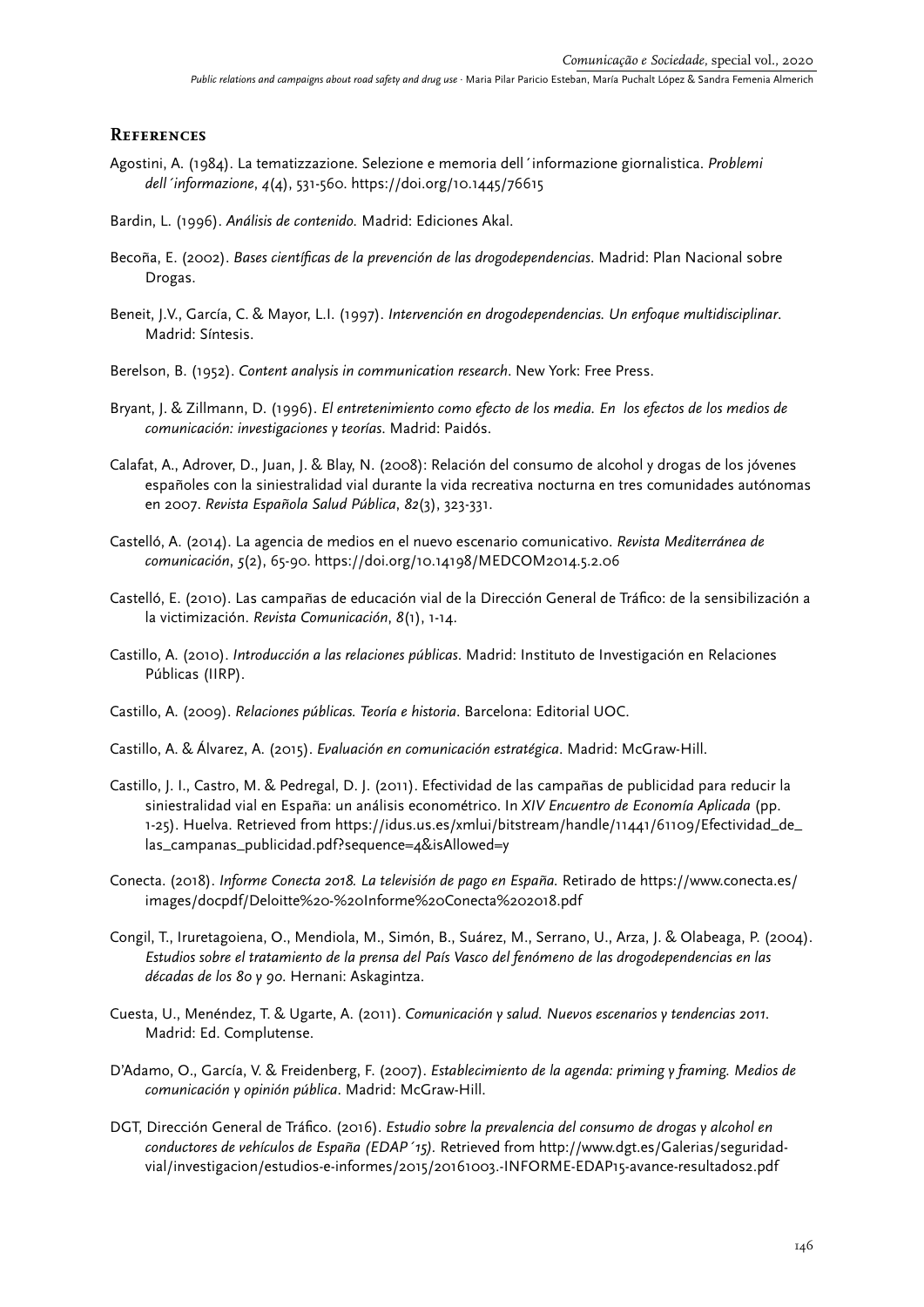## References

Agostini, A. (1984). La tematizzazione. Selezione e memoria dell´informazione giornalistica. *Problemi dell´informazione*, *4*(4), 531-560. https://doi.org/10.1445/76615

Bardin, L. (1996). *Análisis de contenido.* Madrid: Ediciones Akal.

Becoña, E. (2002). *Bases científicas de la prevención de las drogodependencias*. Madrid: Plan Nacional sobre Drogas.

Beneit, J.V., García, C. & Mayor, L.I. (1997). *Intervención en drogodependencias. Un enfoque multidisciplinar*. Madrid: Síntesis.

Berelson, B. (1952). *Content analysis in communication research*. New York: Free Press.

Bryant, J. & Zillmann, D. (1996). *El entretenimiento como efecto de los media. En los efectos de los medios de comunicación: investigaciones y teorías*. Madrid: Paidós.

Calafat, A., Adrover, D., Juan, J. & Blay, N. (2008): Relación del consumo de alcohol y drogas de los jóvenes españoles con la siniestralidad vial durante la vida recreativa nocturna en tres comunidades autónomas en 2007. *Revista Española Salud Pública*, *82*(3), 323-331.

Castelló, A. (2014). La agencia de medios en el nuevo escenario comunicativo. *Revista Mediterránea de comunicación*, *5*(2), 65-90. https://doi.org/10.14198/MEDCOM2014.5.2.06

Castelló, E. (2010). Las campañas de educación vial de la Dirección General de Tráfico: de la sensibilización a la victimización. *Revista Comunicación*, *8*(1), 1-14.

Castillo, A. (2010). *Introducción a las relaciones públicas*. Madrid: Instituto de Investigación en Relaciones Públicas (IIRP).

Castillo, A. (2009). *Relaciones públicas. Teoría e historia*. Barcelona: Editorial UOC.

Castillo, A. & Álvarez, A. (2015). *Evaluación en comunicación estratégica*. Madrid: McGraw-Hill.

Castillo, J. I., Castro, M. & Pedregal, D. J. (2011). Efectividad de las campañas de publicidad para reducir la siniestralidad vial en España: un análisis econométrico. In *XIV Encuentro de Economía Aplicada* (pp. 1-25). Huelva. Retrieved from https://idus.us.es/xmlui/bitstream/handle/11441/61109/Efectividad_de_las_campanas_publicidad.pdf?sequence=4&isAllowed=y

Conecta. (2018). *Informe Conecta 2018. La televisión de pago en España.* Retirado de https://www.conecta.es/images/docpdf/Deloitte%20-%20Informe%20Conecta%202018.pdf

Congil, T., Iruretagoiena, O., Mendiola, M., Simón, B., Suárez, M., Serrano, U., Arza, J. & Olabeaga, P. (2004). *Estudios sobre el tratamiento de la prensa del País Vasco del fenómeno de las drogodependencias en las décadas de los 80 y 90*. Hernani: Askagintza.

Cuesta, U., Menéndez, T. & Ugarte, A. (2011). *Comunicación y salud. Nuevos escenarios y tendencias 2011*. Madrid: Ed. Complutense.

D'Adamo, O., García, V. & Freidenberg, F. (2007). *Establecimiento de la agenda: priming y framing. Medios de comunicación y opinión pública*. Madrid: McGraw-Hill.

DGT, Dirección General de Tráfico. (2016). *Estudio sobre la prevalencia del consumo de drogas y alcohol en conductores de vehículos de España (EDAP´15).* Retrieved from http://www.dgt.es/Galerias/seguridad-vial/investigacion/estudios-e-informes/2015/20161003.-INFORME-EDAP15-avance-resultados2.pdf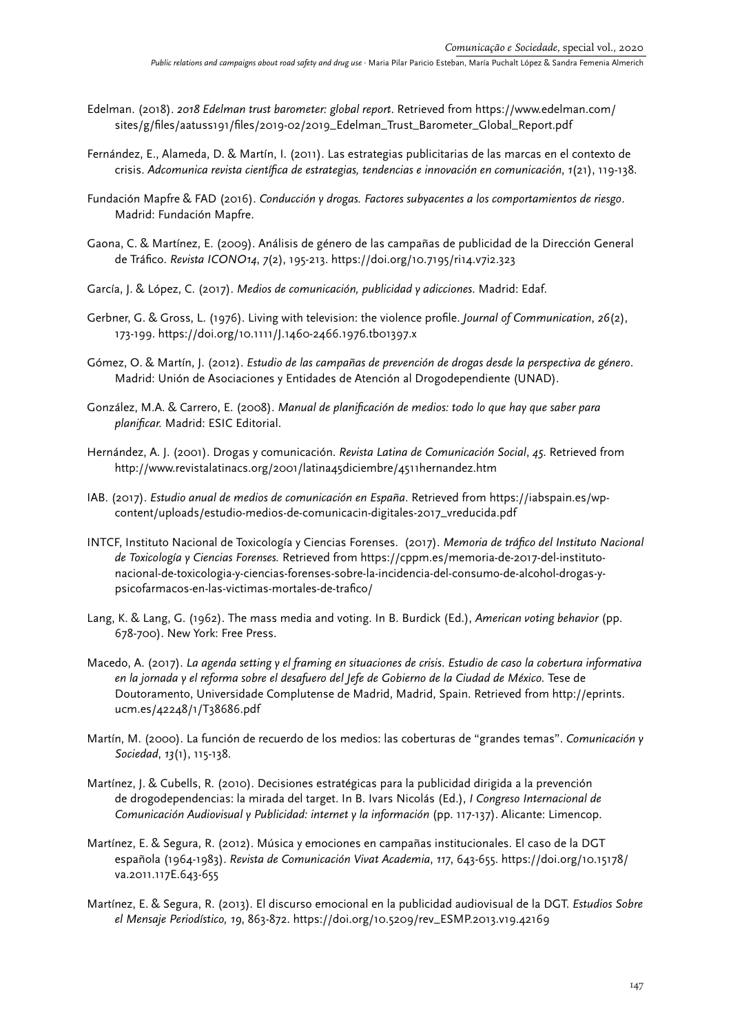Edelman. (2018). *2018 Edelman trust barometer: global report*. Retrieved from https://www.edelman.com/sites/g/files/aatuss191/files/2019-02/2019_Edelman_Trust_Barometer_Global_Report.pdf

Fernández, E., Alameda, D. & Martín, I. (2011). Las estrategias publicitarias de las marcas en el contexto de crisis. *Adcomunica revista científica de estrategias, tendencias e innovación en comunicación*, *1*(21), 119-138.

Fundación Mapfre & FAD (2016). *Conducción y drogas. Factores subyacentes a los comportamientos de riesgo*. Madrid: Fundación Mapfre.

Gaona, C. & Martínez, E. (2009). Análisis de género de las campañas de publicidad de la Dirección General de Tráfico. *Revista ICONO14*, *7*(2), 195-213. https://doi.org/10.7195/ri14.v7i2.323

García, J. & López, C. (2017). *Medios de comunicación, publicidad y adicciones*. Madrid: Edaf.

Gerbner, G. & Gross, L. (1976). Living with television: the violence profile. *Journal of Communication*, *26*(2), 173-199. https://doi.org/10.1111/J.1460-2466.1976.tb01397.x

Gómez, O. & Martín, J. (2012). *Estudio de las campañas de prevención de drogas desde la perspectiva de género*. Madrid: Unión de Asociaciones y Entidades de Atención al Drogodependiente (UNAD).

González, M.A. & Carrero, E. (2008). *Manual de planificación de medios: todo lo que hay que saber para planificar.* Madrid: ESIC Editorial.

Hernández, A. J. (2001). Drogas y comunicación. *Revista Latina de Comunicación Social*, *45.* Retrieved from http://www.revistalatinacs.org/2001/latina45diciembre/4511hernandez.htm

IAB. (2017). *Estudio anual de medios de comunicación en España*. Retrieved from https://iabspain.es/wp-content/uploads/estudio-medios-de-comunicacin-digitales-2017_vreducida.pdf

INTCF, Instituto Nacional de Toxicología y Ciencias Forenses. (2017). *Memoria de tráfico del Instituto Nacional de Toxicología y Ciencias Forenses.* Retrieved from https://cppm.es/memoria-de-2017-del-instituto-nacional-de-toxicologia-y-ciencias-forenses-sobre-la-incidencia-del-consumo-de-alcohol-drogas-y-psicofarmacos-en-las-victimas-mortales-de-trafico/

Lang, K. & Lang, G. (1962). The mass media and voting. In B. Burdick (Ed.), *American voting behavior* (pp. 678-700). New York: Free Press.

Macedo, A. (2017). *La agenda setting y el framing en situaciones de crisis. Estudio de caso la cobertura informativa en la jornada y el reforma sobre el desafuero del Jefe de Gobierno de la Ciudad de México.* Tese de Doutoramento, Universidade Complutense de Madrid, Madrid, Spain. Retrieved from http://eprints.ucm.es/42248/1/T38686.pdf

Martín, M. (2000). La función de recuerdo de los medios: las coberturas de "grandes temas". *Comunicación y Sociedad*, *13*(1), 115-138.

Martínez, J. & Cubells, R. (2010). Decisiones estratégicas para la publicidad dirigida a la prevención de drogodependencias: la mirada del target. In B. Ivars Nicolás (Ed.), *I Congreso Internacional de Comunicación Audiovisual y Publicidad: internet y la información* (pp. 117-137). Alicante: Limencop.

Martínez, E. & Segura, R. (2012). Música y emociones en campañas institucionales. El caso de la DGT española (1964-1983). *Revista de Comunicación Vivat Academia*, *117*, 643-655. https://doi.org/10.15178/va.2011.117E.643-655

Martínez, E. & Segura, R. (2013). El discurso emocional en la publicidad audiovisual de la DGT. *Estudios Sobre el Mensaje Periodístico, 19*, 863-872. https://doi.org/10.5209/rev_ESMP.2013.v19.42169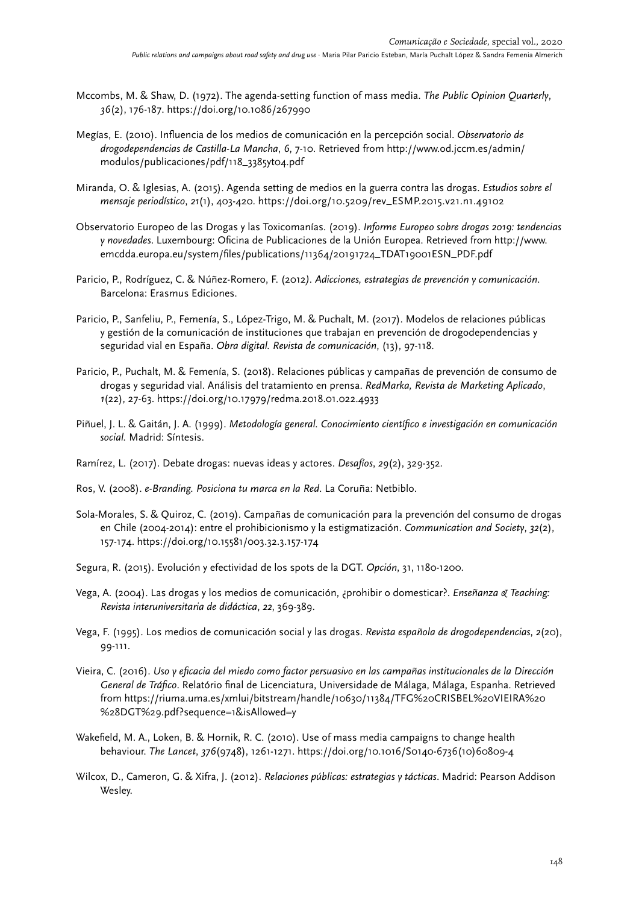Mccombs, M. & Shaw, D. (1972). The agenda-setting function of mass media. *The Public Opinion Quarterly*, *36*(2), 176-187. https://doi.org/10.1086/267990

Megías, E. (2010). Influencia de los medios de comunicación en la percepción social. *Observatorio de drogodependencias de Castilla-La Mancha*, *6*, 7-10. Retrieved from http://www.od.jccm.es/admin/modulos/publicaciones/pdf/118_3385yt04.pdf

Miranda, O. & Iglesias, A. (2015). Agenda setting de medios en la guerra contra las drogas. *Estudios sobre el mensaje periodístico*, *21*(1), 403-420. https://doi.org/10.5209/rev_ESMP.2015.v21.n1.49102

Observatorio Europeo de las Drogas y las Toxicomanías. (2019). *Informe Europeo sobre drogas 2019: tendencias y novedades*. Luxembourg: Oficina de Publicaciones de la Unión Europea. Retrieved from http://www.emcdda.europa.eu/system/files/publications/11364/20191724_TDAT19001ESN_PDF.pdf

Paricio, P., Rodríguez, C. & Núñez-Romero, F. (2012). *Adicciones, estrategias de prevención y comunicación*. Barcelona: Erasmus Ediciones.

Paricio, P., Sanfeliu, P., Femenía, S., López-Trigo, M. & Puchalt, M. (2017). Modelos de relaciones públicas y gestión de la comunicación de instituciones que trabajan en prevención de drogodependencias y seguridad vial en España. *Obra digital. Revista de comunicación*, (13), 97-118.

Paricio, P., Puchalt, M. & Femenía, S. (2018). Relaciones públicas y campañas de prevención de consumo de drogas y seguridad vial. Análisis del tratamiento en prensa. *RedMarka, Revista de Marketing Aplicado*, *1*(22), 27-63. https://doi.org/10.17979/redma.2018.01.022.4933

Piñuel, J. L. & Gaitán, J. A. (1999). *Metodología general. Conocimiento científico e investigación en comunicación social.* Madrid: Síntesis.

Ramírez, L. (2017). Debate drogas: nuevas ideas y actores. *Desafíos*, *29*(2), 329-352.

Ros, V. (2008). *e-Branding. Posiciona tu marca en la Red*. La Coruña: Netbiblo.

Sola-Morales, S. & Quiroz, C. (2019). Campañas de comunicación para la prevención del consumo de drogas en Chile (2004-2014): entre el prohibicionismo y la estigmatización. *Communication and Society*, *32*(2), 157-174. https://doi.org/10.15581/003.32.3.157-174

Segura, R. (2015). Evolución y efectividad de los spots de la DGT. *Opción*, 31, 1180-1200.

Vega, A. (2004). Las drogas y los medios de comunicación, ¿prohibir o domesticar?. *Enseñanza & Teaching: Revista interuniversitaria de didáctica*, *22*, 369-389.

Vega, F. (1995). Los medios de comunicación social y las drogas. *Revista española de drogodependencias*, *2*(20), 99-111.

Vieira, C. (2016). *Uso y eficacia del miedo como factor persuasivo en las campañas institucionales de la Dirección General de Tráfico*. Relatório final de Licenciatura, Universidade de Málaga, Málaga, Espanha. Retrieved from https://riuma.uma.es/xmlui/bitstream/handle/10630/11384/TFG%20CRISBEL%20VIEIRA%20%28DGT%29.pdf?sequence=1&isAllowed=y

Wakefield, M. A., Loken, B. & Hornik, R. C. (2010). Use of mass media campaigns to change health behaviour. *The Lancet*, *376*(9748), 1261-1271. https://doi.org/10.1016/S0140-6736(10)60809-4

Wilcox, D., Cameron, G. & Xifra, J. (2012). *Relaciones públicas: estrategias y tácticas*. Madrid: Pearson Addison Wesley.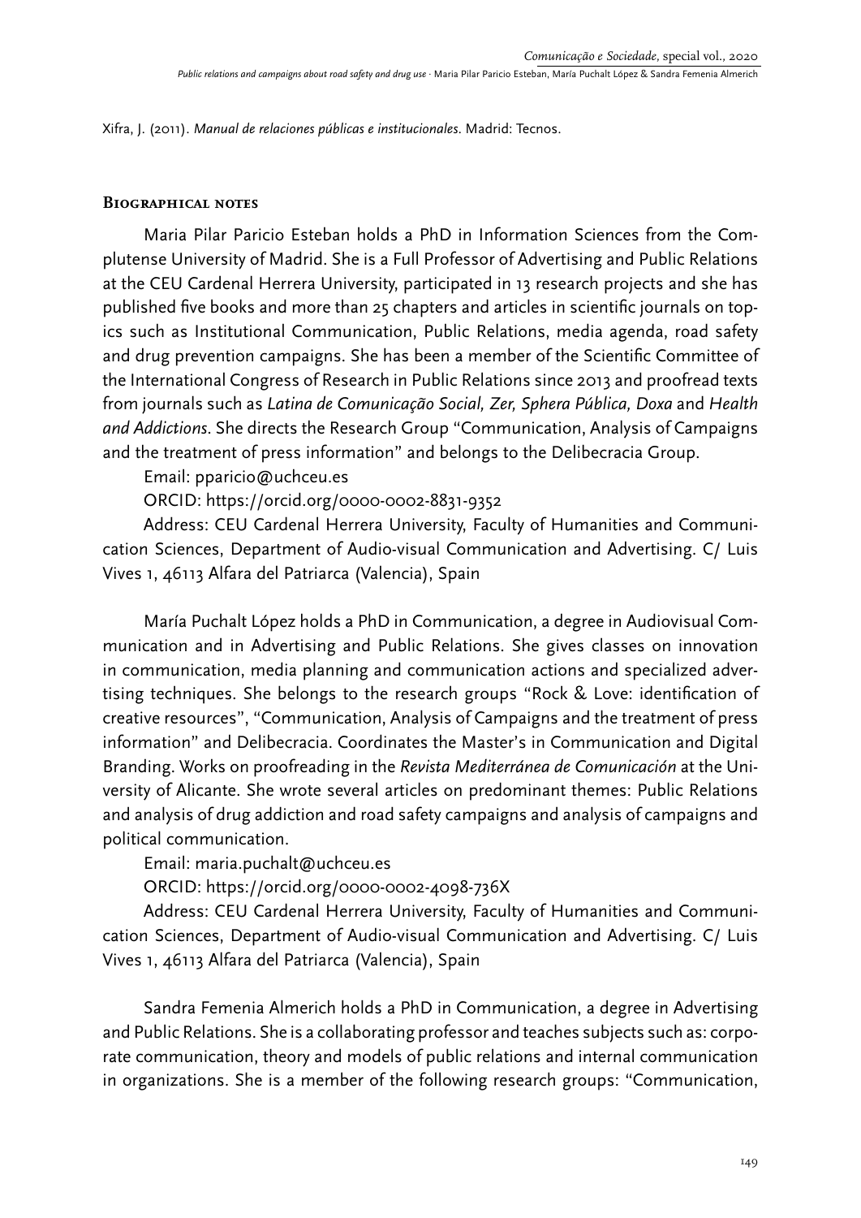Xifra, J. (2011). *Manual de relaciones públicas e institucionales*. Madrid: Tecnos.

## Biographical notes

Maria Pilar Paricio Esteban holds a PhD in Information Sciences from the Complutense University of Madrid. She is a Full Professor of Advertising and Public Relations at the CEU Cardenal Herrera University, participated in 13 research projects and she has published five books and more than 25 chapters and articles in scientific journals on topics such as Institutional Communication, Public Relations, media agenda, road safety and drug prevention campaigns. She has been a member of the Scientific Committee of the International Congress of Research in Public Relations since 2013 and proofread texts from journals such as *Latina de Comunicação Social, Zer, Sphera Pública, Doxa* and *Health and Addictions*. She directs the Research Group "Communication, Analysis of Campaigns and the treatment of press information" and belongs to the Delibecracia Group.

Email: pparicio@uchceu.es

ORCID: https://orcid.org/0000-0002-8831-9352

Address: CEU Cardenal Herrera University, Faculty of Humanities and Communication Sciences, Department of Audio-visual Communication and Advertising. C/ Luis Vives 1, 46113 Alfara del Patriarca (Valencia), Spain

María Puchalt López holds a PhD in Communication, a degree in Audiovisual Communication and in Advertising and Public Relations. She gives classes on innovation in communication, media planning and communication actions and specialized advertising techniques. She belongs to the research groups "Rock & Love: identification of creative resources", "Communication, Analysis of Campaigns and the treatment of press information" and Delibecracia. Coordinates the Master's in Communication and Digital Branding. Works on proofreading in the *Revista Mediterránea de Comunicación* at the University of Alicante. She wrote several articles on predominant themes: Public Relations and analysis of drug addiction and road safety campaigns and analysis of campaigns and political communication.

Email: maria.puchalt@uchceu.es

ORCID: https://orcid.org/0000-0002-4098-736X

Address: CEU Cardenal Herrera University, Faculty of Humanities and Communication Sciences, Department of Audio-visual Communication and Advertising. C/ Luis Vives 1, 46113 Alfara del Patriarca (Valencia), Spain

Sandra Femenia Almerich holds a PhD in Communication, a degree in Advertising and Public Relations. She is a collaborating professor and teaches subjects such as: corporate communication, theory and models of public relations and internal communication in organizations. She is a member of the following research groups: "Communication,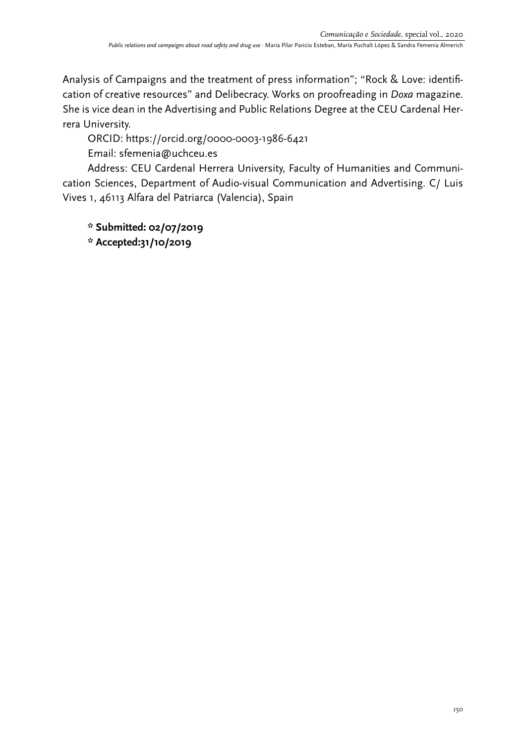Analysis of Campaigns and the treatment of press information"; "Rock & Love: identification of creative resources" and Delibecracy. Works on proofreading in *Doxa* magazine. She is vice dean in the Advertising and Public Relations Degree at the CEU Cardenal Herrera University.

ORCID: https://orcid.org/0000-0003-1986-6421

Email: sfemenia@uchceu.es

Address: CEU Cardenal Herrera University, Faculty of Humanities and Communication Sciences, Department of Audio-visual Communication and Advertising. C/ Luis Vives 1, 46113 Alfara del Patriarca (Valencia), Spain

**\* Submitted: 02/07/2019**

**\* Accepted:31/10/2019**